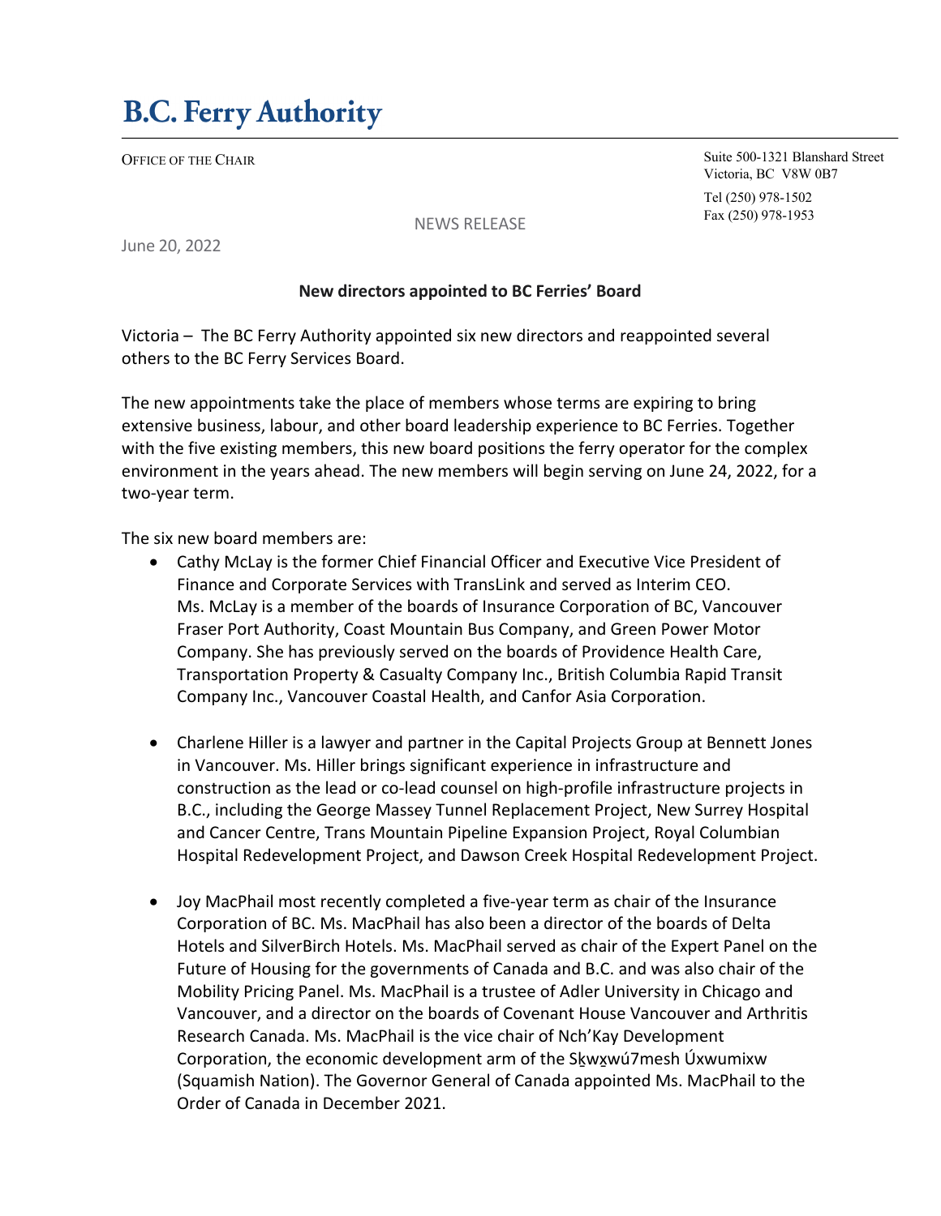# B.C. Ferry Authority

OFFICE OF THE CHAIR

Suite 500-1321 Blanshard Street
Victoria, BC V8W 0B7

Tel (250) 978-1502
Fax (250) 978-1953

NEWS RELEASE

June 20, 2022

**New directors appointed to BC Ferries' Board**

Victoria – The BC Ferry Authority appointed six new directors and reappointed several others to the BC Ferry Services Board.

The new appointments take the place of members whose terms are expiring to bring extensive business, labour, and other board leadership experience to BC Ferries. Together with the five existing members, this new board positions the ferry operator for the complex environment in the years ahead. The new members will begin serving on June 24, 2022, for a two-year term.

The six new board members are:

- Cathy McLay is the former Chief Financial Officer and Executive Vice President of Finance and Corporate Services with TransLink and served as Interim CEO. Ms. McLay is a member of the boards of Insurance Corporation of BC, Vancouver Fraser Port Authority, Coast Mountain Bus Company, and Green Power Motor Company. She has previously served on the boards of Providence Health Care, Transportation Property & Casualty Company Inc., British Columbia Rapid Transit Company Inc., Vancouver Coastal Health, and Canfor Asia Corporation.

- Charlene Hiller is a lawyer and partner in the Capital Projects Group at Bennett Jones in Vancouver. Ms. Hiller brings significant experience in infrastructure and construction as the lead or co-lead counsel on high-profile infrastructure projects in B.C., including the George Massey Tunnel Replacement Project, New Surrey Hospital and Cancer Centre, Trans Mountain Pipeline Expansion Project, Royal Columbian Hospital Redevelopment Project, and Dawson Creek Hospital Redevelopment Project.

- Joy MacPhail most recently completed a five-year term as chair of the Insurance Corporation of BC. Ms. MacPhail has also been a director of the boards of Delta Hotels and SilverBirch Hotels. Ms. MacPhail served as chair of the Expert Panel on the Future of Housing for the governments of Canada and B.C. and was also chair of the Mobility Pricing Panel. Ms. MacPhail is a trustee of Adler University in Chicago and Vancouver, and a director on the boards of Covenant House Vancouver and Arthritis Research Canada. Ms. MacPhail is the vice chair of Nch'Kay Development Corporation, the economic development arm of the Sḵwx̱wú7mesh Úxwumixw (Squamish Nation). The Governor General of Canada appointed Ms. MacPhail to the Order of Canada in December 2021.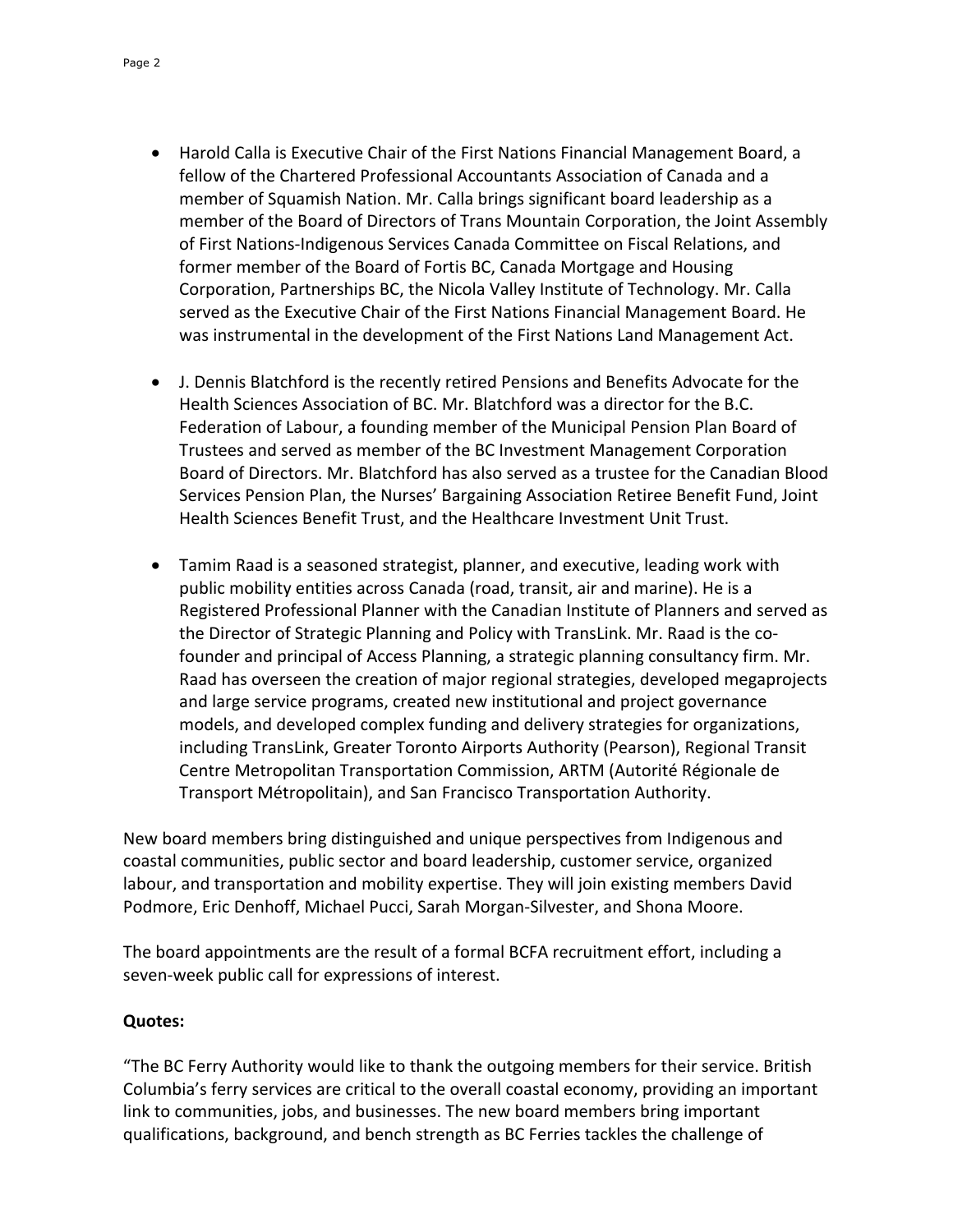- Harold Calla is Executive Chair of the First Nations Financial Management Board, a fellow of the Chartered Professional Accountants Association of Canada and a member of Squamish Nation. Mr. Calla brings significant board leadership as a member of the Board of Directors of Trans Mountain Corporation, the Joint Assembly of First Nations-Indigenous Services Canada Committee on Fiscal Relations, and former member of the Board of Fortis BC, Canada Mortgage and Housing Corporation, Partnerships BC, the Nicola Valley Institute of Technology. Mr. Calla served as the Executive Chair of the First Nations Financial Management Board. He was instrumental in the development of the First Nations Land Management Act.

- J. Dennis Blatchford is the recently retired Pensions and Benefits Advocate for the Health Sciences Association of BC. Mr. Blatchford was a director for the B.C. Federation of Labour, a founding member of the Municipal Pension Plan Board of Trustees and served as member of the BC Investment Management Corporation Board of Directors. Mr. Blatchford has also served as a trustee for the Canadian Blood Services Pension Plan, the Nurses' Bargaining Association Retiree Benefit Fund, Joint Health Sciences Benefit Trust, and the Healthcare Investment Unit Trust.

- Tamim Raad is a seasoned strategist, planner, and executive, leading work with public mobility entities across Canada (road, transit, air and marine). He is a Registered Professional Planner with the Canadian Institute of Planners and served as the Director of Strategic Planning and Policy with TransLink. Mr. Raad is the co-founder and principal of Access Planning, a strategic planning consultancy firm. Mr. Raad has overseen the creation of major regional strategies, developed megaprojects and large service programs, created new institutional and project governance models, and developed complex funding and delivery strategies for organizations, including TransLink, Greater Toronto Airports Authority (Pearson), Regional Transit Centre Metropolitan Transportation Commission, ARTM (Autorité Régionale de Transport Métropolitain), and San Francisco Transportation Authority.

New board members bring distinguished and unique perspectives from Indigenous and coastal communities, public sector and board leadership, customer service, organized labour, and transportation and mobility expertise. They will join existing members David Podmore, Eric Denhoff, Michael Pucci, Sarah Morgan-Silvester, and Shona Moore.

The board appointments are the result of a formal BCFA recruitment effort, including a seven-week public call for expressions of interest.

**Quotes:**

"The BC Ferry Authority would like to thank the outgoing members for their service. British Columbia's ferry services are critical to the overall coastal economy, providing an important link to communities, jobs, and businesses. The new board members bring important qualifications, background, and bench strength as BC Ferries tackles the challenge of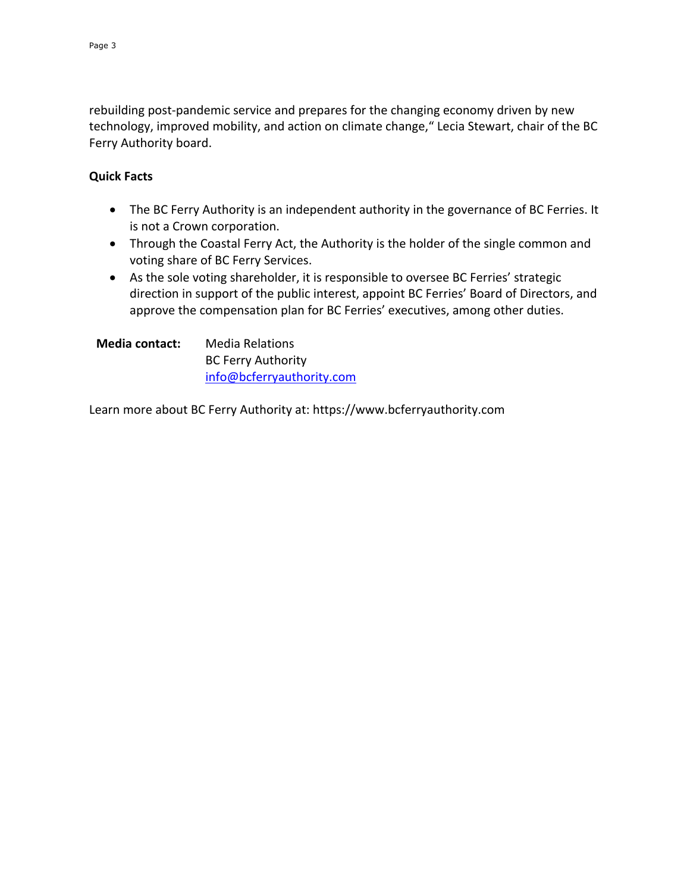rebuilding post-pandemic service and prepares for the changing economy driven by new technology, improved mobility, and action on climate change," Lecia Stewart, chair of the BC Ferry Authority board.

**Quick Facts**

- The BC Ferry Authority is an independent authority in the governance of BC Ferries. It is not a Crown corporation.
- Through the Coastal Ferry Act, the Authority is the holder of the single common and voting share of BC Ferry Services.
- As the sole voting shareholder, it is responsible to oversee BC Ferries' strategic direction in support of the public interest, appoint BC Ferries' Board of Directors, and approve the compensation plan for BC Ferries' executives, among other duties.

**Media contact:** Media Relations
BC Ferry Authority
info@bcferryauthority.com

Learn more about BC Ferry Authority at: https://www.bcferryauthority.com